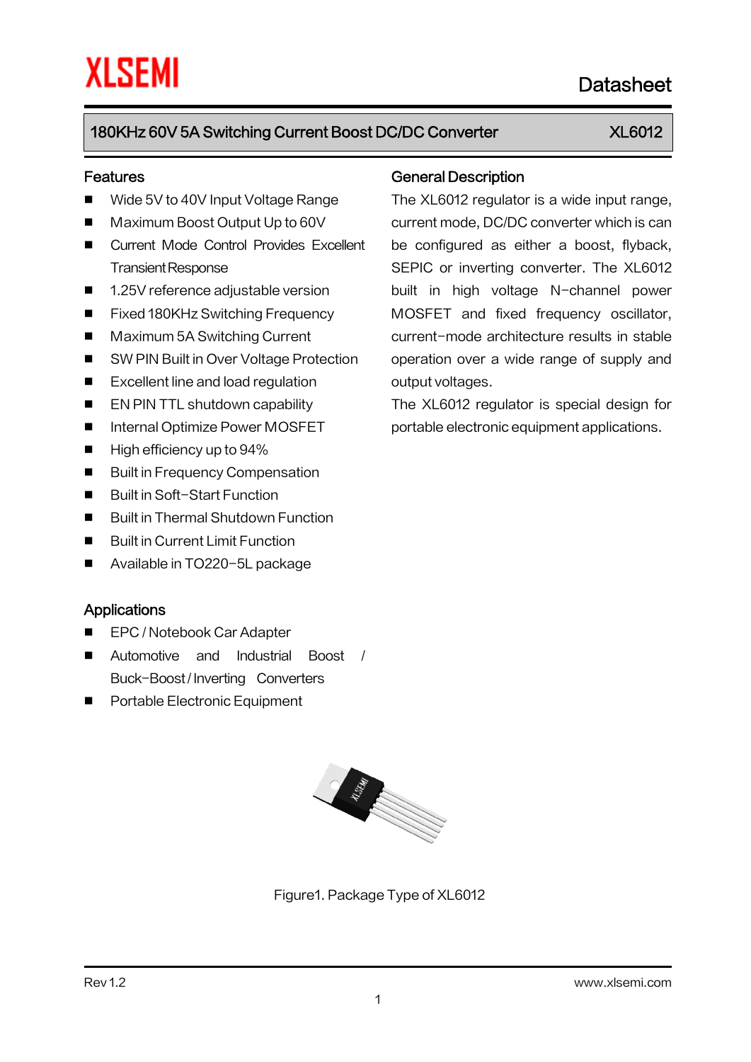# XLSEMI

Datasheet

## 180KHz 60V 5A Switching Current Boost DC/DC Converter — XL6012

## Features

- Wide 5V to 40V Input Voltage Range
- Maximum Boost Output Up to 60V
- Current Mode Control Provides Excellent Transient Response
- 1.25V reference adjustable version
- Fixed 180KHz Switching Frequency
- Maximum 5A Switching Current
- SW PIN Built in Over Voltage Protection
- Excellent line and load regulation
- EN PIN TTL shutdown capability
- Internal Optimize Power MOSFET
- High efficiency up to 94%
- Built in Frequency Compensation
- Built in Soft-Start Function
- Built in Thermal Shutdown Function
- Built in Current Limit Function
- Available in TO220-5L package

## Applications

- EPC / Notebook Car Adapter
- Automotive and Industrial Boost / Buck-Boost / Inverting Converters
- Portable Electronic Equipment

## General Description

The XL6012 regulator is a wide input range, current mode, DC/DC converter which is can be configured as either a boost, flyback, SEPIC or inverting converter. The XL6012 built in high voltage N-channel power MOSFET and fixed frequency oscillator, current-mode architecture results in stable operation over a wide range of supply and output voltages.

The XL6012 regulator is special design for portable electronic equipment applications.

Figure1. Package Type of XL6012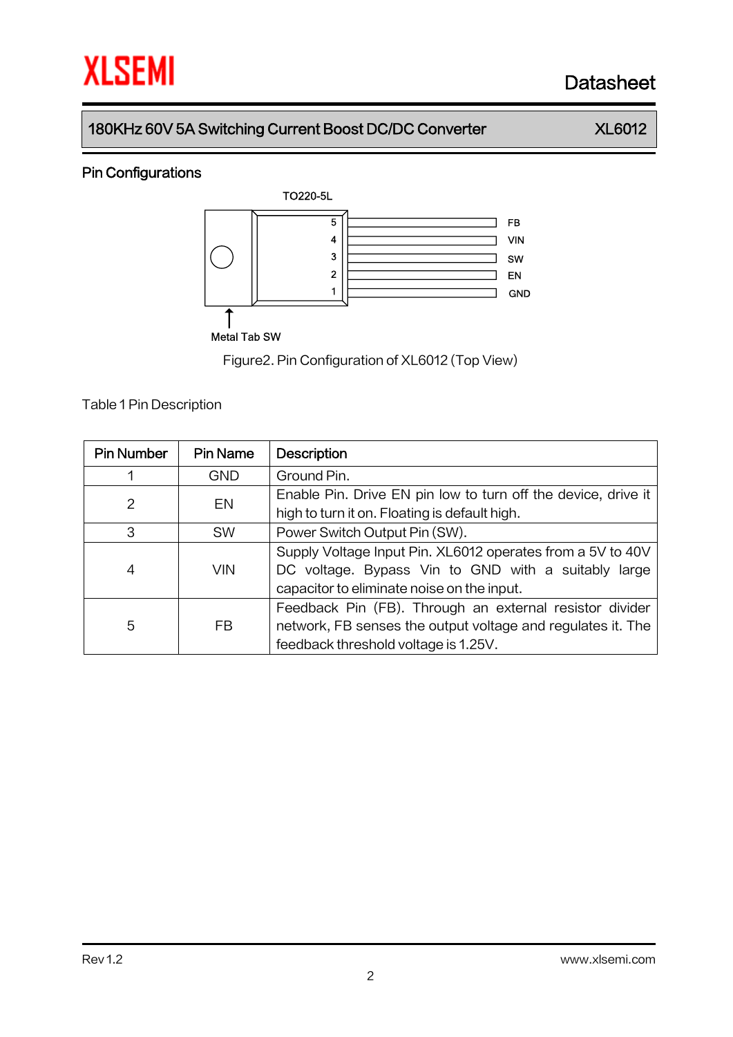180KHz 60V 5A Switching Current Boost DC/DC Converter XL6012

## Pin Configurations

TO220-5L

5 FB
4 VIN
3 SW
2 EN
1 GND

Metal Tab SW

Figure2. Pin Configuration of XL6012 (Top View)

Table 1 Pin Description

| Pin Number | Pin Name | Description |
|---|---|---|
| 1 | GND | Ground Pin. |
| 2 | EN | Enable Pin. Drive EN pin low to turn off the device, drive it high to turn it on. Floating is default high. |
| 3 | SW | Power Switch Output Pin (SW). |
| 4 | VIN | Supply Voltage Input Pin. XL6012 operates from a 5V to 40V DC voltage. Bypass Vin to GND with a suitably large capacitor to eliminate noise on the input. |
| 5 | FB | Feedback Pin (FB). Through an external resistor divider network, FB senses the output voltage and regulates it. The feedback threshold voltage is 1.25V. |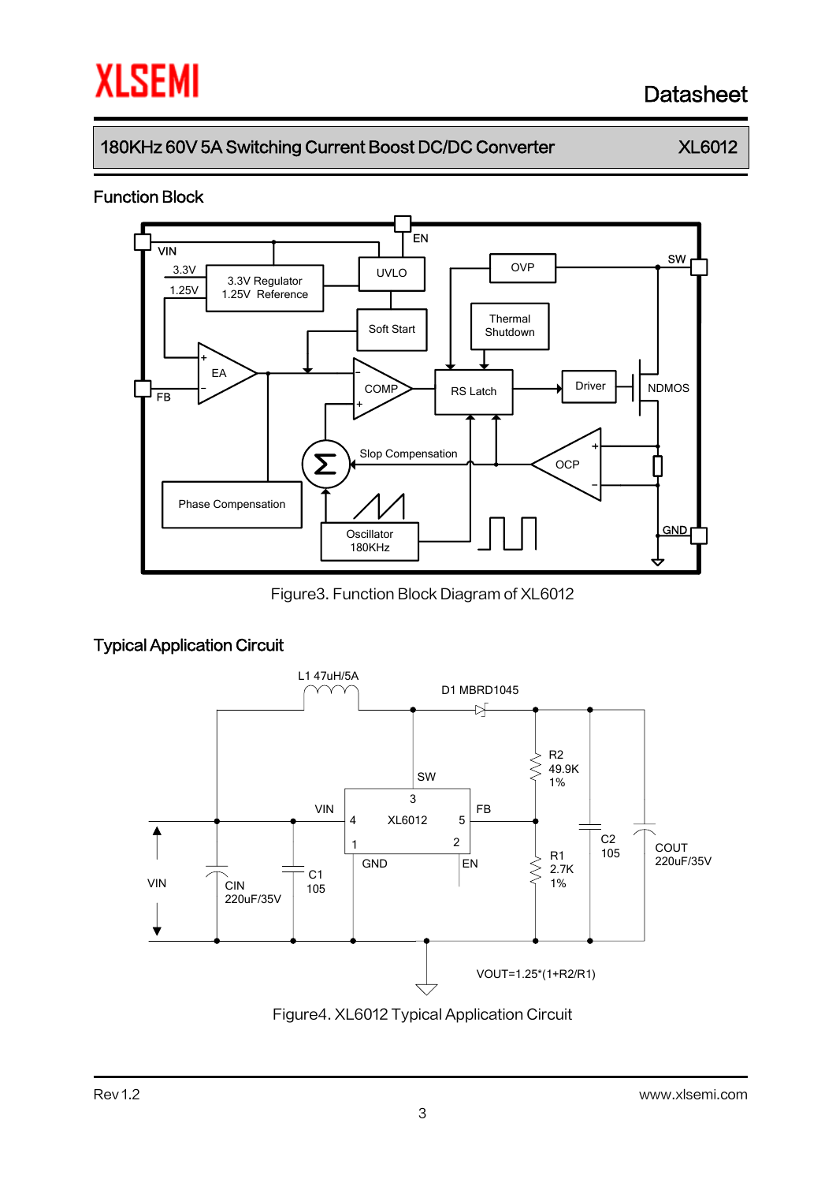## Function Block

Figure3. Function Block Diagram of XL6012

## Typical Application Circuit

Figure4. XL6012 Typical Application Circuit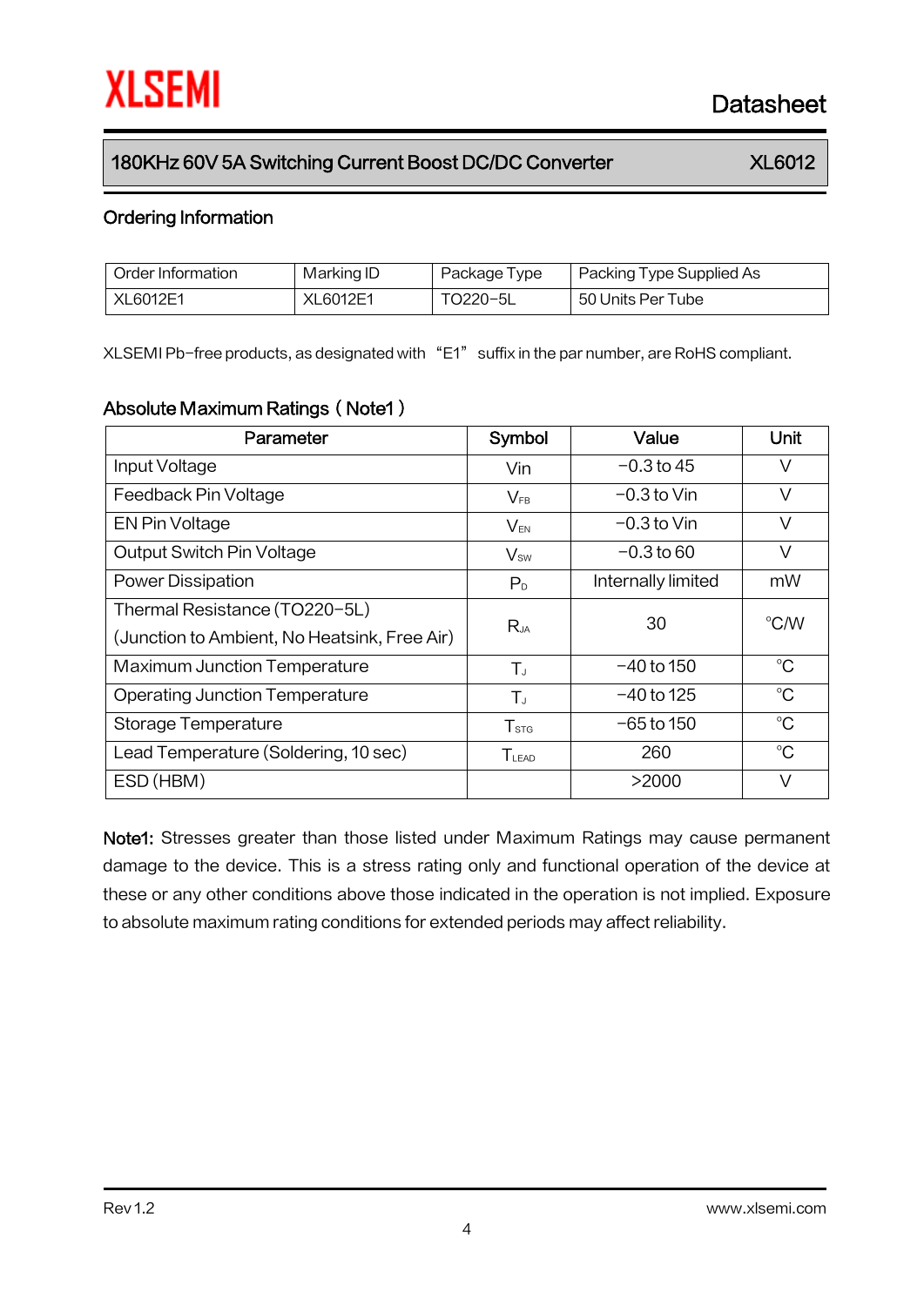## Ordering Information

| Order Information | Marking ID | Package Type | Packing Type Supplied As |
|---|---|---|---|
| XL6012E1 | XL6012E1 | TO220-5L | 50 Units Per Tube |

XLSEMI Pb-free products, as designated with "E1" suffix in the par number, are RoHS compliant.

## Absolute Maximum Ratings (Note1)

| Parameter | Symbol | Value | Unit |
|---|---|---|---|
| Input Voltage | Vin | -0.3 to 45 | V |
| Feedback Pin Voltage | $V_{FB}$ | -0.3 to Vin | V |
| EN Pin Voltage | $V_{EN}$ | -0.3 to Vin | V |
| Output Switch Pin Voltage | $V_{SW}$ | -0.3 to 60 | V |
| Power Dissipation | $P_D$ | Internally limited | mW |
| Thermal Resistance (TO220-5L) (Junction to Ambient, No Heatsink, Free Air) | $R_{JA}$ | 30 | °C/W |
| Maximum Junction Temperature | $T_J$ | -40 to 150 | °C |
| Operating Junction Temperature | $T_J$ | -40 to 125 | °C |
| Storage Temperature | $T_{STG}$ | -65 to 150 | °C |
| Lead Temperature (Soldering, 10 sec) | $T_{LEAD}$ | 260 | °C |
| ESD (HBM) | | >2000 | V |

**Note1:** Stresses greater than those listed under Maximum Ratings may cause permanent damage to the device. This is a stress rating only and functional operation of the device at these or any other conditions above those indicated in the operation is not implied. Exposure to absolute maximum rating conditions for extended periods may affect reliability.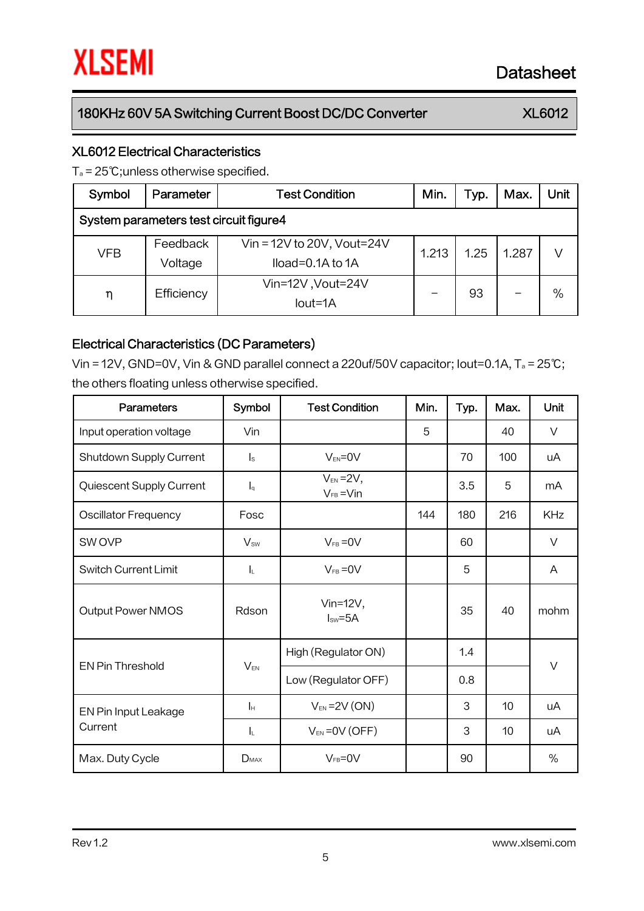## XL6012 Electrical Characteristics

$T_a$ = 25℃;unless otherwise specified.

| Symbol | Parameter | Test Condition | Min. | Typ. | Max. | Unit |
|---|---|---|---|---|---|---|
| System parameters test circuit figure4 | | | | | | |
| VFB | Feedback Voltage | Vin = 12V to 20V, Vout=24V Iload=0.1A to 1A | 1.213 | 1.25 | 1.287 | V |
| η | Efficiency | Vin=12V ,Vout=24V Iout=1A | – | 93 | – | % |

## Electrical Characteristics (DC Parameters)

Vin = 12V, GND=0V, Vin & GND parallel connect a 220uf/50V capacitor; Iout=0.1A, $T_a$ = 25℃; the others floating unless otherwise specified.

| Parameters | Symbol | Test Condition | Min. | Typ. | Max. | Unit |
|---|---|---|---|---|---|---|
| Input operation voltage | Vin | | 5 | | 40 | V |
| Shutdown Supply Current | $I_s$ | $V_{EN}$=0V | | 70 | 100 | uA |
| Quiescent Supply Current | $I_q$ | $V_{EN}$ =2V, $V_{FB}$ =Vin | | 3.5 | 5 | mA |
| Oscillator Frequency | Fosc | | 144 | 180 | 216 | KHz |
| SW OVP | $V_{SW}$ | $V_{FB}$ =0V | | 60 | | V |
| Switch Current Limit | $I_L$ | $V_{FB}$ =0V | | 5 | | A |
| Output Power NMOS | Rdson | Vin=12V, $I_{SW}$=5A | | 35 | 40 | mohm |
| EN Pin Threshold | $V_{EN}$ | High (Regulator ON) | | 1.4 | | V |
| | | Low (Regulator OFF) | | 0.8 | | |
| EN Pin Input Leakage Current | $I_H$ | $V_{EN}$ =2V (ON) | | 3 | 10 | uA |
| | $I_L$ | $V_{EN}$ =0V (OFF) | | 3 | 10 | uA |
| Max. Duty Cycle | $D_{MAX}$ | $V_{FB}$=0V | | 90 | | % |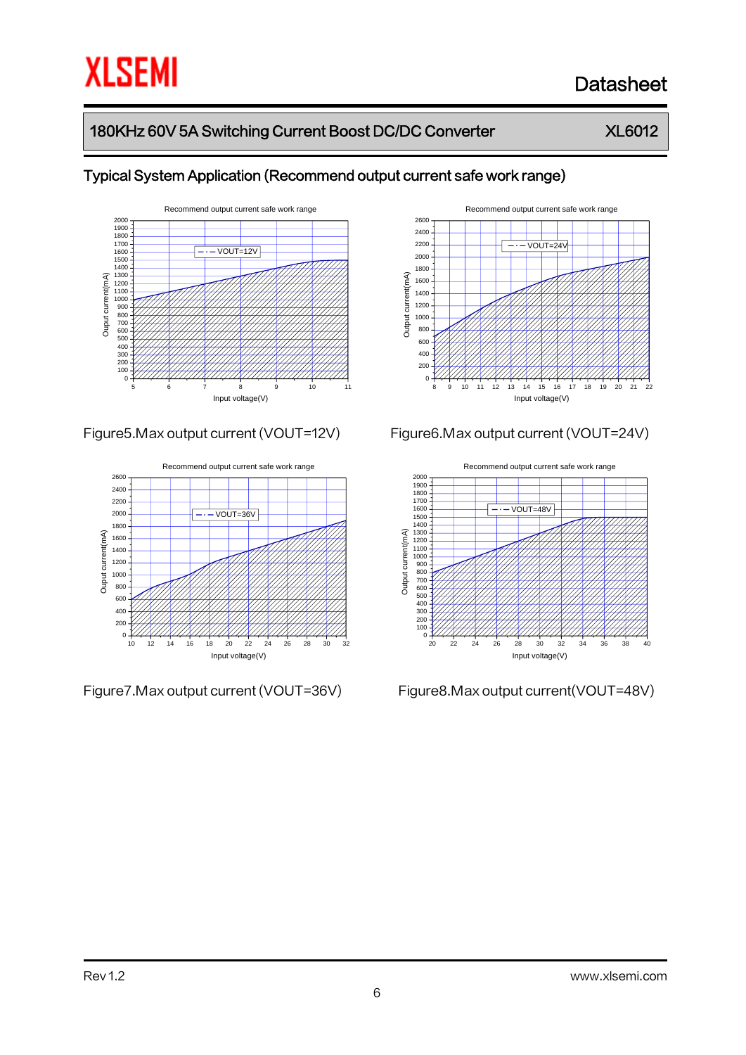## Typical System Application (Recommend output current safe work range)

Figure5.Max output current (VOUT=12V)

Figure6.Max output current (VOUT=24V)

Figure7.Max output current (VOUT=36V)

Figure8.Max output current(VOUT=48V)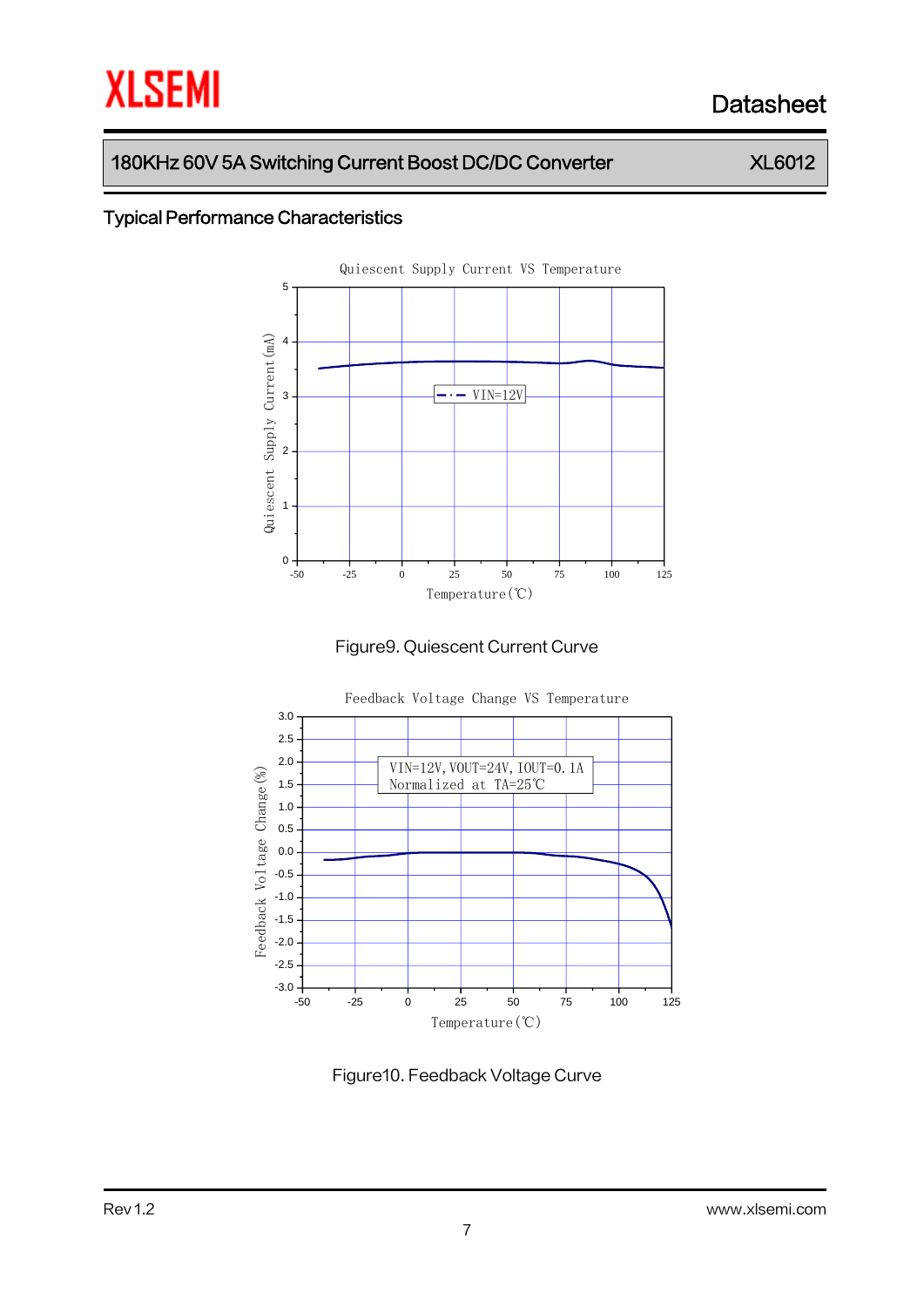## Typical Performance Characteristics

Figure9. Quiescent Current Curve

Figure10. Feedback Voltage Curve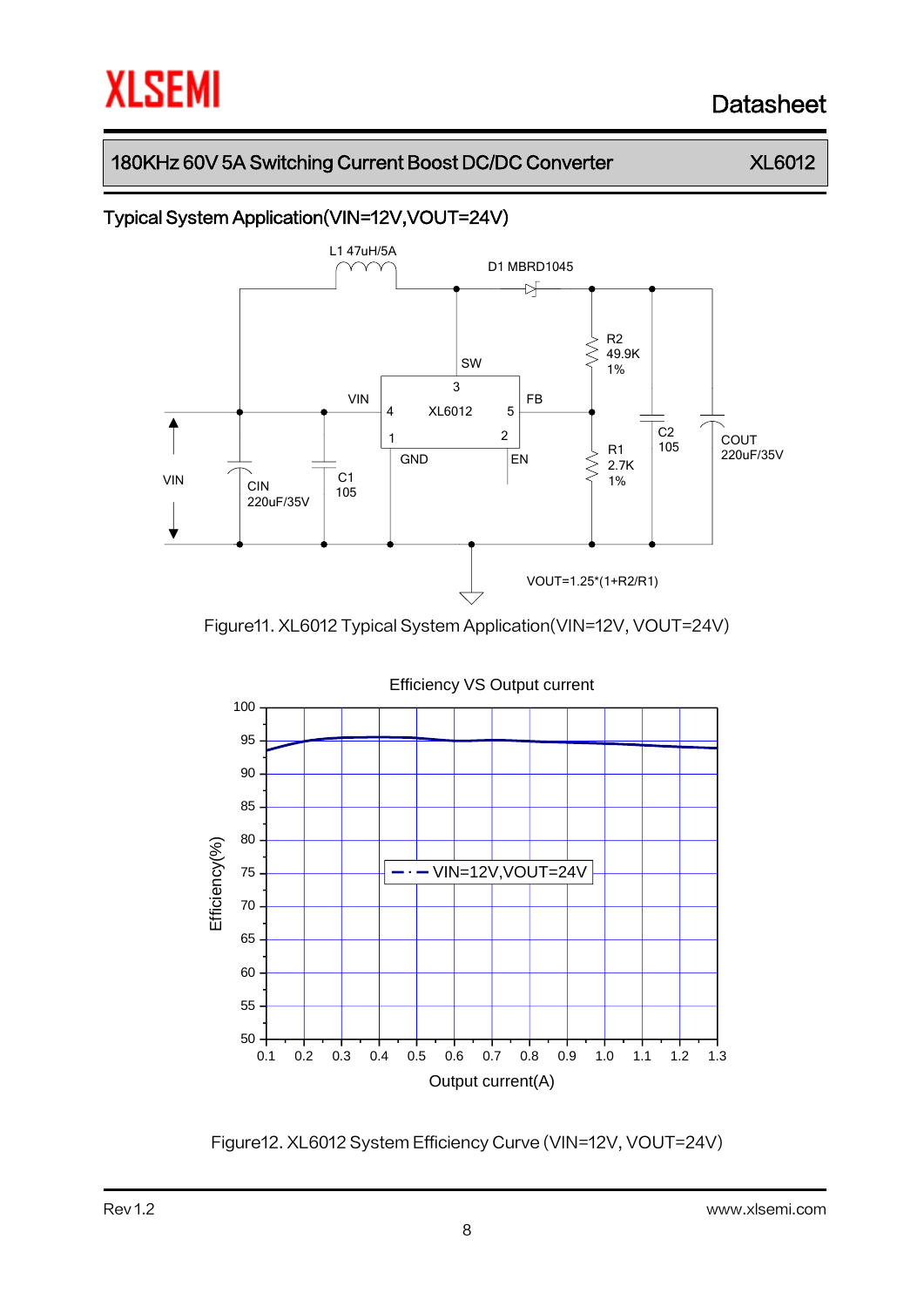## Typical System Application(VIN=12V,VOUT=24V)

L1 47uH/5A

D1 MBRD1045

R2 49.9K 1%

SW

3

VIN 4 XL6012 5 FB

1 2

GND EN

C2 105

COUT 220uF/35V

R1 2.7K 1%

VIN

CIN 220uF/35V

C1 105

VOUT=1.25*(1+R2/R1)

Figure11. XL6012 Typical System Application(VIN=12V, VOUT=24V)

Efficiency VS Output current

VIN=12V,VOUT=24V

Efficiency(%)

Output current(A)

Figure12. XL6012 System Efficiency Curve (VIN=12V, VOUT=24V)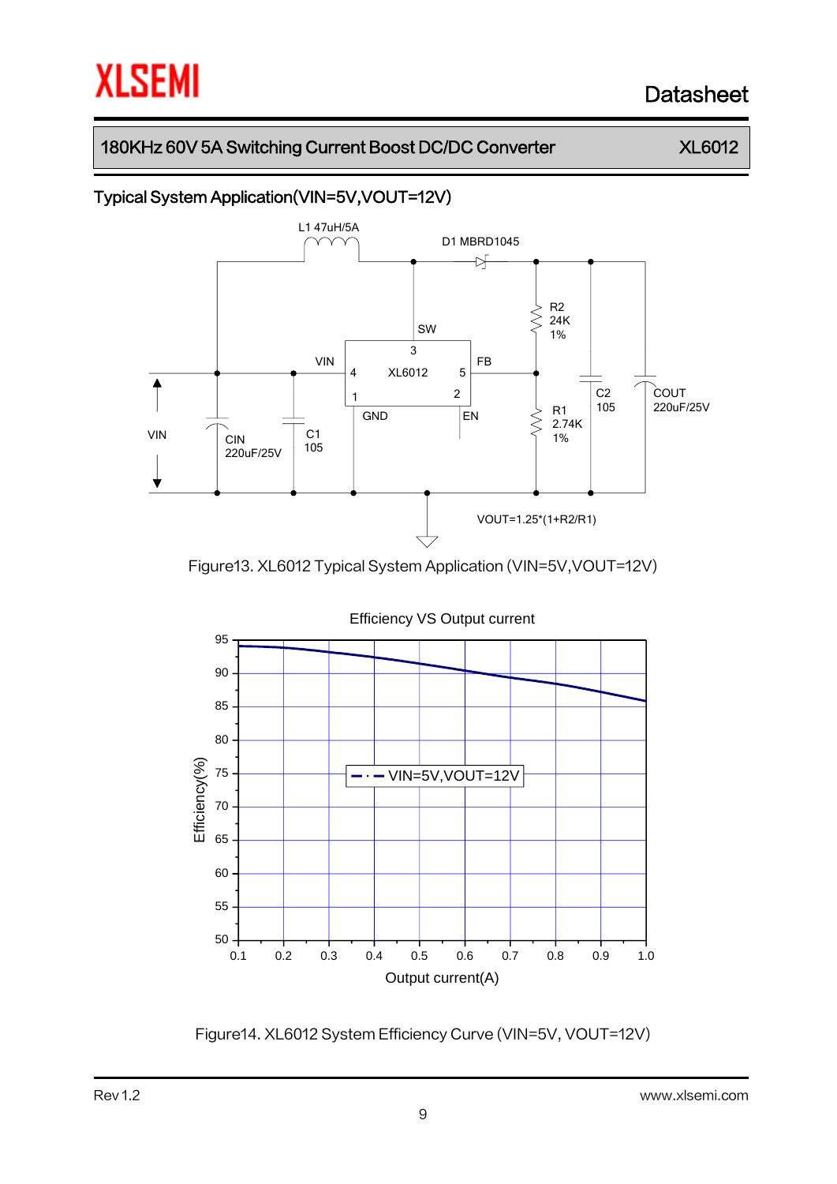## Typical System Application(VIN=5V,VOUT=12V)

L1 47uH/5A

D1 MBRD1045

SW

VIN

FB

XL6012

GND

EN

R2 24K 1%

R1 2.74K 1%

C2 105

COUT 220uF/25V

CIN 220uF/25V

C1 105

VIN

VOUT=1.25*(1+R2/R1)

Figure13. XL6012 Typical System Application (VIN=5V,VOUT=12V)

Efficiency VS Output current

Efficiency(%)

Output current(A)

VIN=5V,VOUT=12V

Figure14. XL6012 System Efficiency Curve (VIN=5V, VOUT=12V)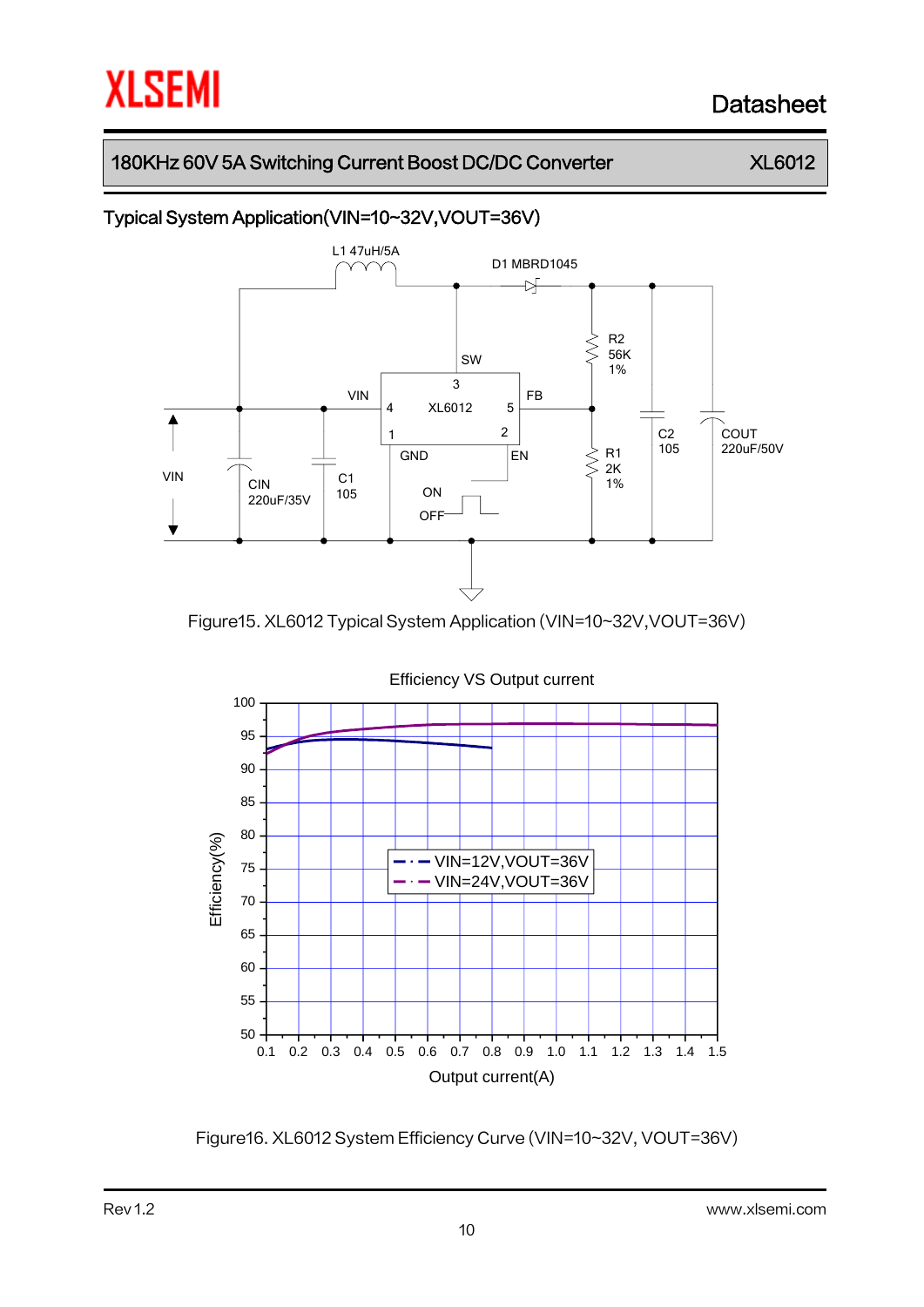## Typical System Application(VIN=10~32V,VOUT=36V)

Figure15. XL6012 Typical System Application (VIN=10~32V,VOUT=36V)

Figure16. XL6012 System Efficiency Curve (VIN=10~32V, VOUT=36V)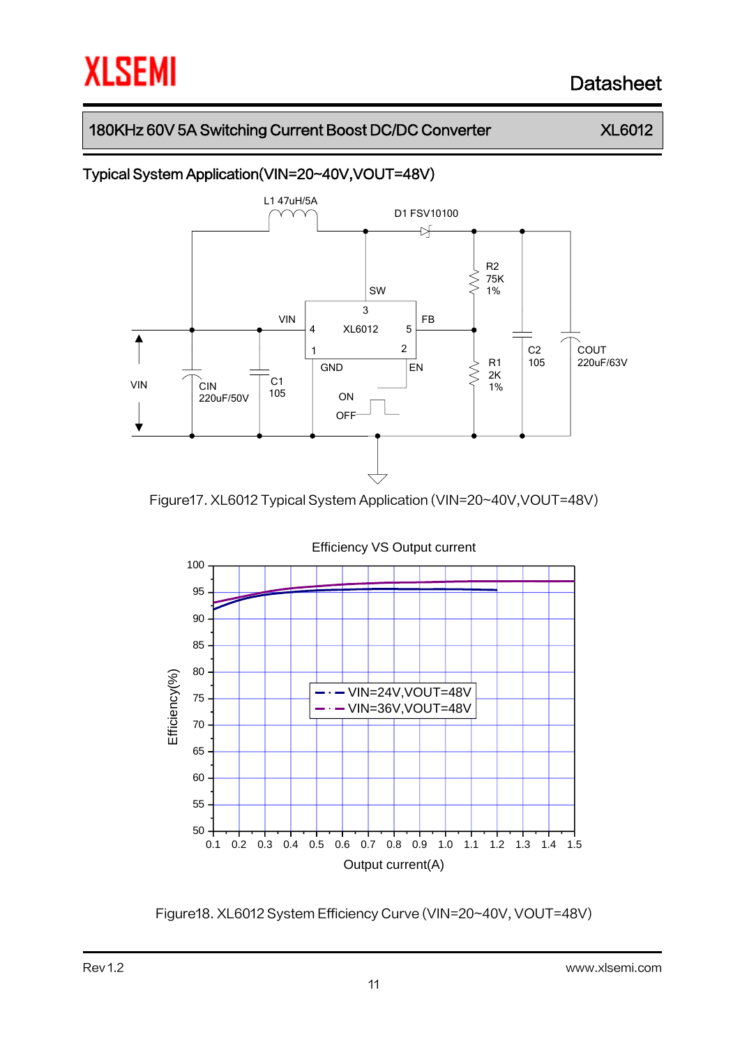## Typical System Application(VIN=20~40V,VOUT=48V)

Figure17. XL6012 Typical System Application (VIN=20~40V,VOUT=48V)

Figure18. XL6012 System Efficiency Curve (VIN=20~40V, VOUT=48V)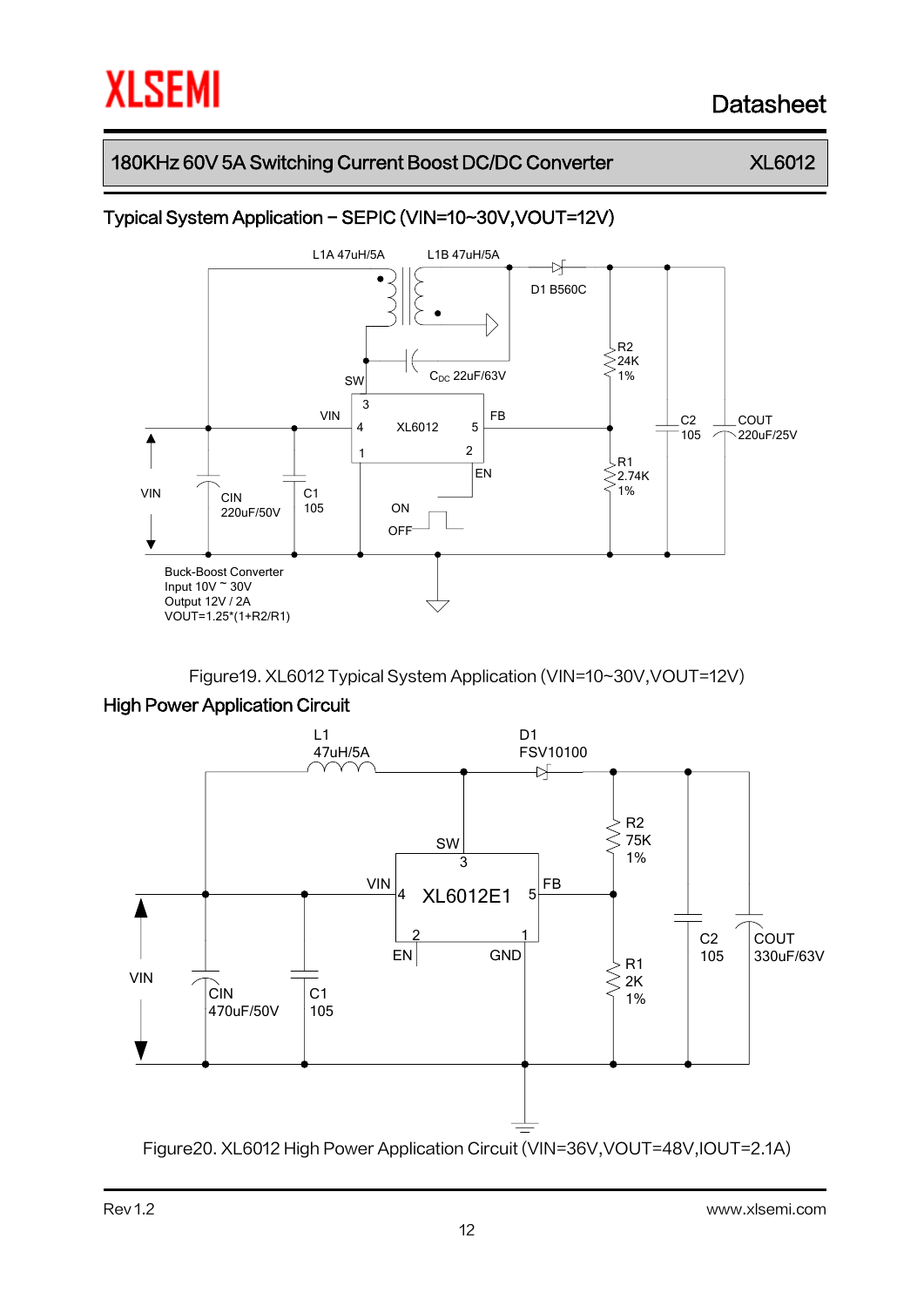## Typical System Application – SEPIC (VIN=10~30V,VOUT=12V)

L1A 47uH/5A L1B 47uH/5A

D1 B560C

SW

$C_{DC}$ 22uF/63V

R2 24K 1%

VIN FB

3

4 XL6012 5

1 2

EN

R1 2.74K 1%

C2 105

COUT 220uF/25V

VIN

CIN 220uF/50V

C1 105

ON

OFF

Buck-Boost Converter
Input 10V ~ 30V
Output 12V / 2A
VOUT=1.25*(1+R2/R1)

Figure19. XL6012 Typical System Application (VIN=10~30V,VOUT=12V)

## High Power Application Circuit

L1 47uH/5A

D1 FSV10100

R2 75K 1%

SW

3

VIN 4 XL6012E1 5 FB

2 1

EN GND

R1 2K 1%

C2 105

COUT 330uF/63V

VIN

CIN 470uF/50V

C1 105

Figure20. XL6012 High Power Application Circuit (VIN=36V,VOUT=48V,IOUT=2.1A)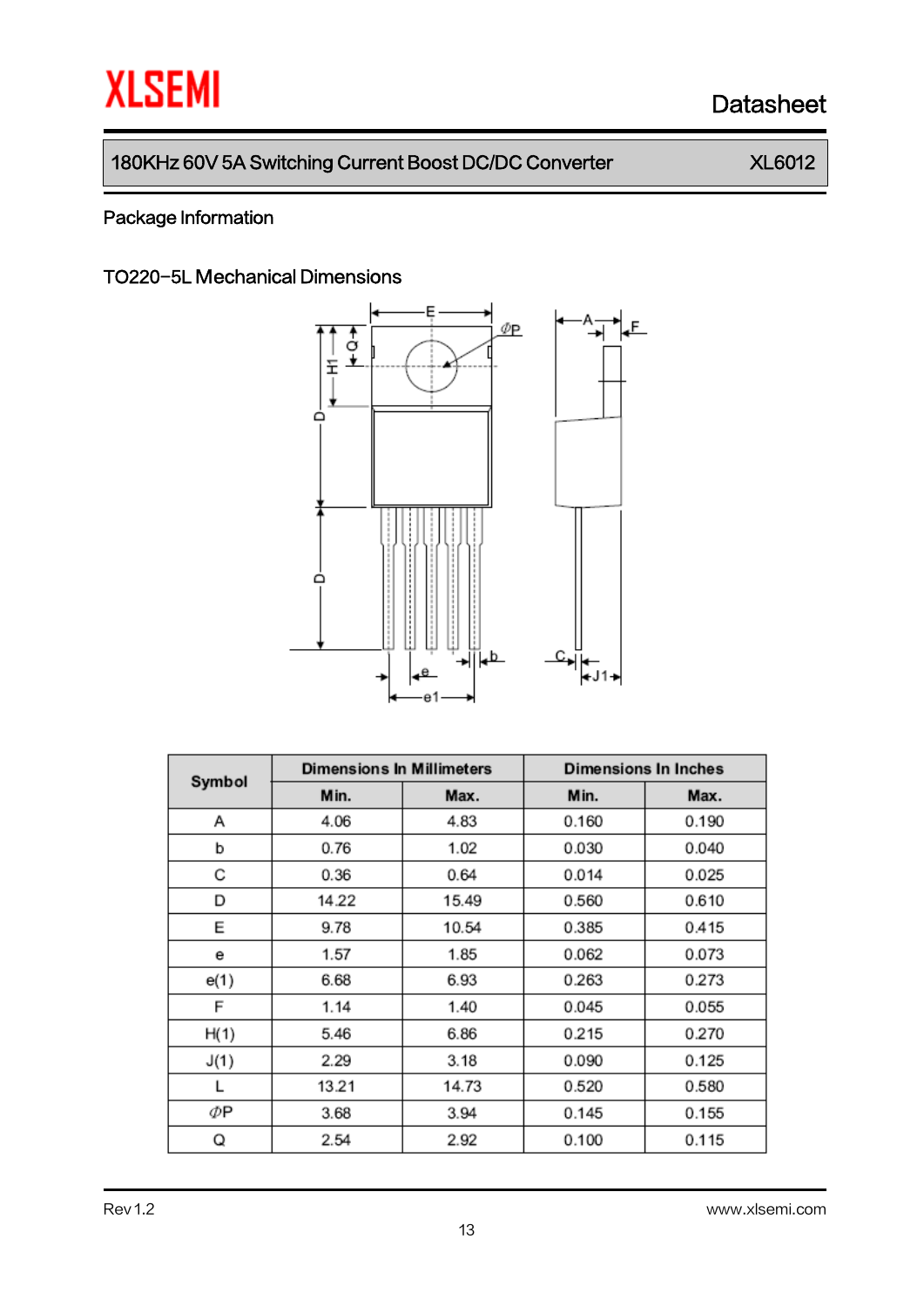Package Information

## TO220-5L Mechanical Dimensions

| Symbol | Dimensions In Millimeters | | Dimensions In Inches | |
|---|---|---|---|---|
| | Min. | Max. | Min. | Max. |
| A | 4.06 | 4.83 | 0.160 | 0.190 |
| b | 0.76 | 1.02 | 0.030 | 0.040 |
| C | 0.36 | 0.64 | 0.014 | 0.025 |
| D | 14.22 | 15.49 | 0.560 | 0.610 |
| E | 9.78 | 10.54 | 0.385 | 0.415 |
| e | 1.57 | 1.85 | 0.062 | 0.073 |
| e(1) | 6.68 | 6.93 | 0.263 | 0.273 |
| F | 1.14 | 1.40 | 0.045 | 0.055 |
| H(1) | 5.46 | 6.86 | 0.215 | 0.270 |
| J(1) | 2.29 | 3.18 | 0.090 | 0.125 |
| L | 13.21 | 14.73 | 0.520 | 0.580 |
| ΦP | 3.68 | 3.94 | 0.145 | 0.155 |
| Q | 2.54 | 2.92 | 0.100 | 0.115 |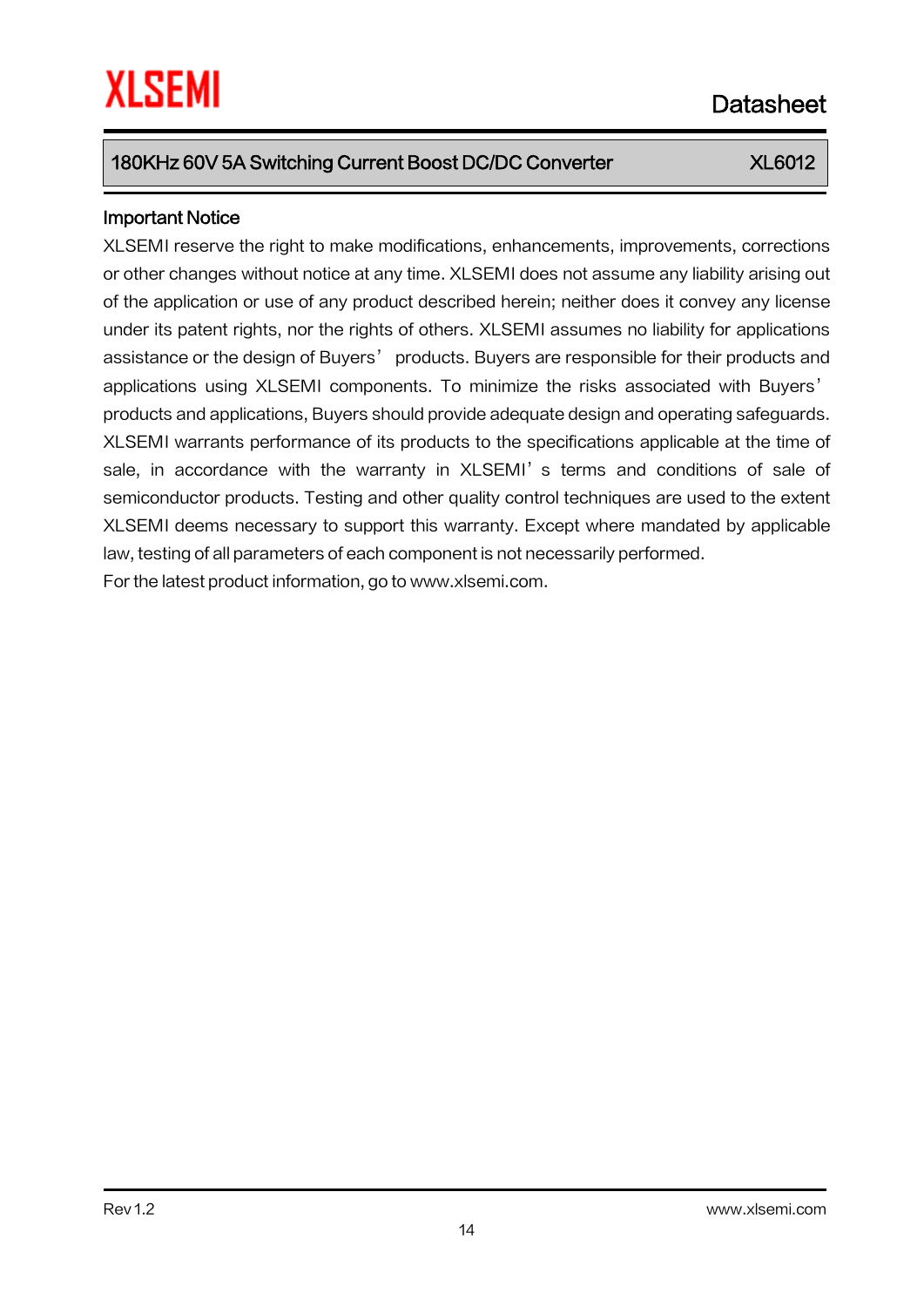## Important Notice

XLSEMI reserve the right to make modifications, enhancements, improvements, corrections or other changes without notice at any time. XLSEMI does not assume any liability arising out of the application or use of any product described herein; neither does it convey any license under its patent rights, nor the rights of others. XLSEMI assumes no liability for applications assistance or the design of Buyers' products. Buyers are responsible for their products and applications using XLSEMI components. To minimize the risks associated with Buyers' products and applications, Buyers should provide adequate design and operating safeguards. XLSEMI warrants performance of its products to the specifications applicable at the time of sale, in accordance with the warranty in XLSEMI's terms and conditions of sale of semiconductor products. Testing and other quality control techniques are used to the extent XLSEMI deems necessary to support this warranty. Except where mandated by applicable law, testing of all parameters of each component is not necessarily performed.

For the latest product information, go to www.xlsemi.com.